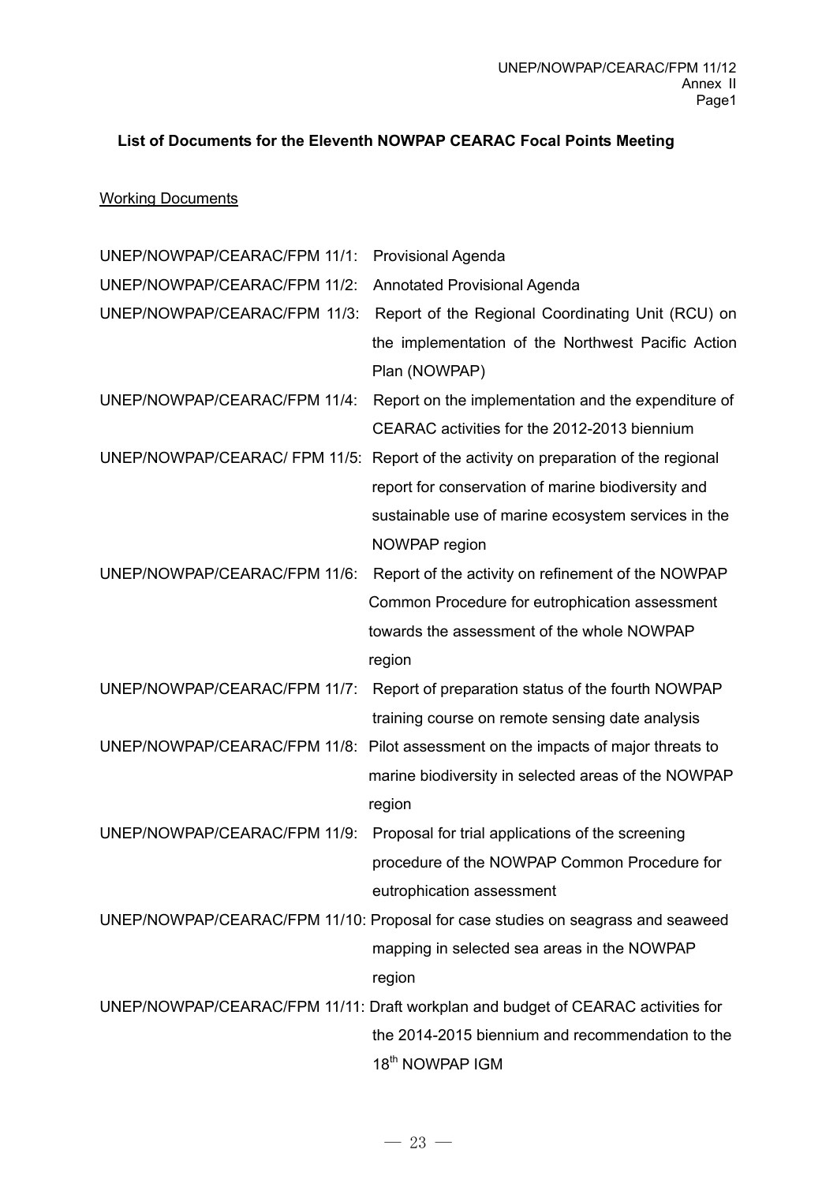**List of Documents for the Eleventh NOWPAP CEARAC Focal Points Meeting**

Working Documents

| | |
|---|---|
| UNEP/NOWPAP/CEARAC/FPM 11/1: | Provisional Agenda |
| UNEP/NOWPAP/CEARAC/FPM 11/2: | Annotated Provisional Agenda |
| UNEP/NOWPAP/CEARAC/FPM 11/3: | Report of the Regional Coordinating Unit (RCU) on the implementation of the Northwest Pacific Action Plan (NOWPAP) |
| UNEP/NOWPAP/CEARAC/FPM 11/4: | Report on the implementation and the expenditure of CEARAC activities for the 2012-2013 biennium |
| UNEP/NOWPAP/CEARAC/ FPM 11/5: | Report of the activity on preparation of the regional report for conservation of marine biodiversity and sustainable use of marine ecosystem services in the NOWPAP region |
| UNEP/NOWPAP/CEARAC/FPM 11/6: | Report of the activity on refinement of the NOWPAP Common Procedure for eutrophication assessment towards the assessment of the whole NOWPAP region |
| UNEP/NOWPAP/CEARAC/FPM 11/7: | Report of preparation status of the fourth NOWPAP training course on remote sensing date analysis |
| UNEP/NOWPAP/CEARAC/FPM 11/8: | Pilot assessment on the impacts of major threats to marine biodiversity in selected areas of the NOWPAP region |
| UNEP/NOWPAP/CEARAC/FPM 11/9: | Proposal for trial applications of the screening procedure of the NOWPAP Common Procedure for eutrophication assessment |
| UNEP/NOWPAP/CEARAC/FPM 11/10: | Proposal for case studies on seagrass and seaweed mapping in selected sea areas in the NOWPAP region |
| UNEP/NOWPAP/CEARAC/FPM 11/11: | Draft workplan and budget of CEARAC activities for the 2014-2015 biennium and recommendation to the 18th NOWPAP IGM |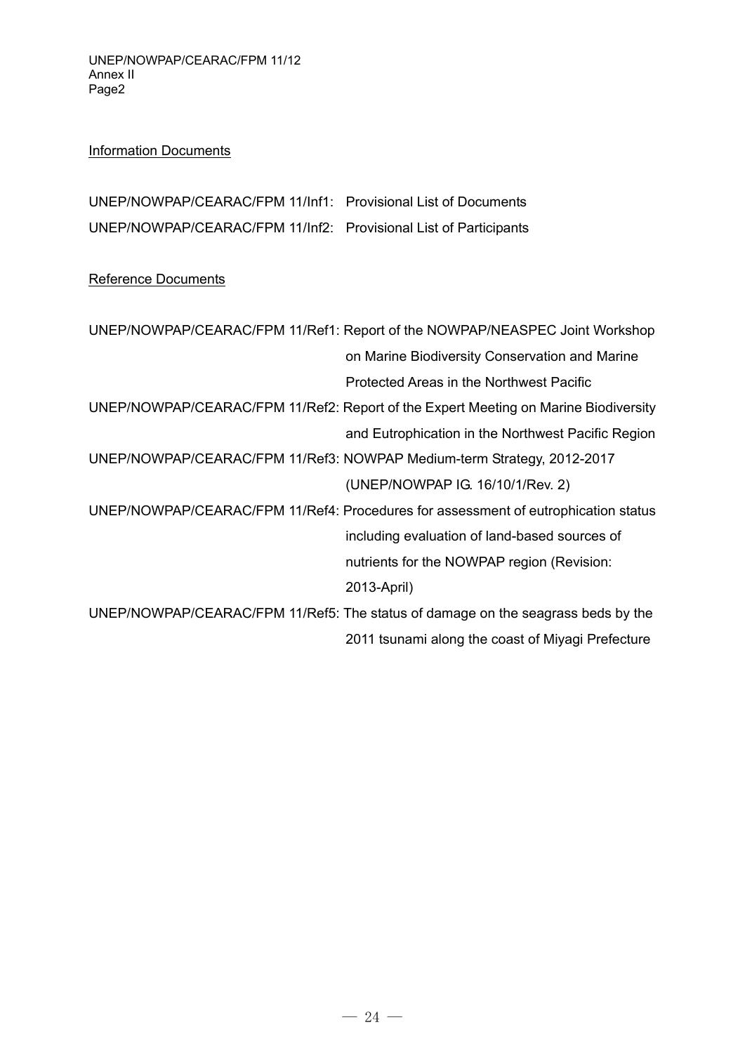Information Documents

UNEP/NOWPAP/CEARAC/FPM 11/Inf1: Provisional List of Documents

UNEP/NOWPAP/CEARAC/FPM 11/Inf2: Provisional List of Participants

Reference Documents

UNEP/NOWPAP/CEARAC/FPM 11/Ref1: Report of the NOWPAP/NEASPEC Joint Workshop on Marine Biodiversity Conservation and Marine Protected Areas in the Northwest Pacific

UNEP/NOWPAP/CEARAC/FPM 11/Ref2: Report of the Expert Meeting on Marine Biodiversity and Eutrophication in the Northwest Pacific Region

UNEP/NOWPAP/CEARAC/FPM 11/Ref3: NOWPAP Medium-term Strategy, 2012-2017 (UNEP/NOWPAP IG. 16/10/1/Rev. 2)

UNEP/NOWPAP/CEARAC/FPM 11/Ref4: Procedures for assessment of eutrophication status including evaluation of land-based sources of nutrients for the NOWPAP region (Revision: 2013-April)

UNEP/NOWPAP/CEARAC/FPM 11/Ref5: The status of damage on the seagrass beds by the 2011 tsunami along the coast of Miyagi Prefecture